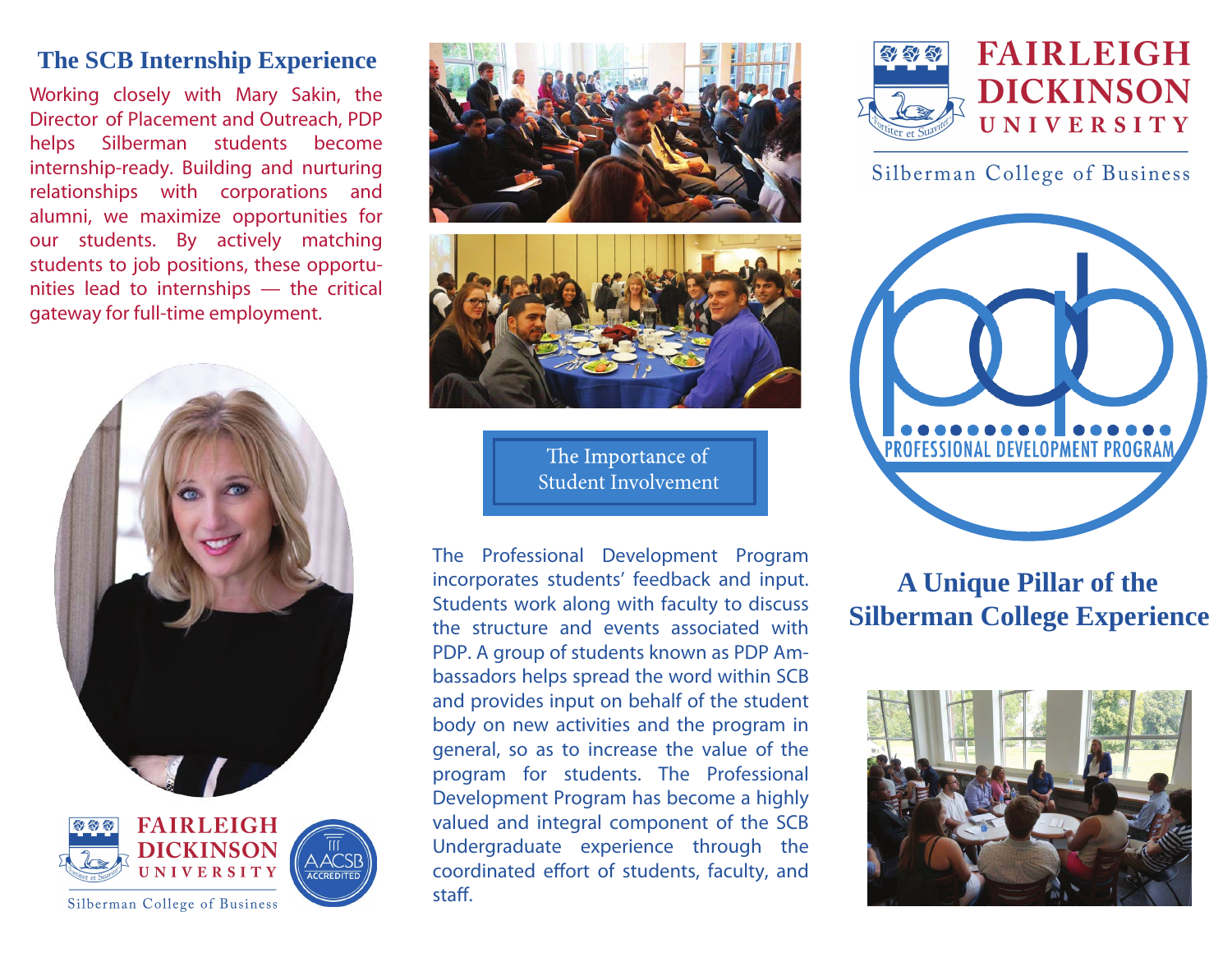## The SCB Internship Experience

Working closely with Mary Sakin, the Director of Placement and Outreach, PDP helps Silberman students become internship-ready. Building and nurturing relationships with corporations and alumni, we maximize opportunities for our students. By actively matching students to job positions, these opportunities lead to internships — the critical gateway for full-time employment.

FAIRLEIGH DICKINSON UNIVERSITY

Silberman College of Business

AACSB ACCREDITED

## The Importance of Student Involvement

The Professional Development Program incorporates students' feedback and input. Students work along with faculty to discuss the structure and events associated with PDP. A group of students known as PDP Ambassadors helps spread the word within SCB and provides input on behalf of the student body on new activities and the program in general, so as to increase the value of the program for students. The Professional Development Program has become a highly valued and integral component of the SCB Undergraduate experience through the coordinated effort of students, faculty, and staff.

FAIRLEIGH DICKINSON UNIVERSITY

Silberman College of Business

PROFESSIONAL DEVELOPMENT PROGRAM

## A Unique Pillar of the Silberman College Experience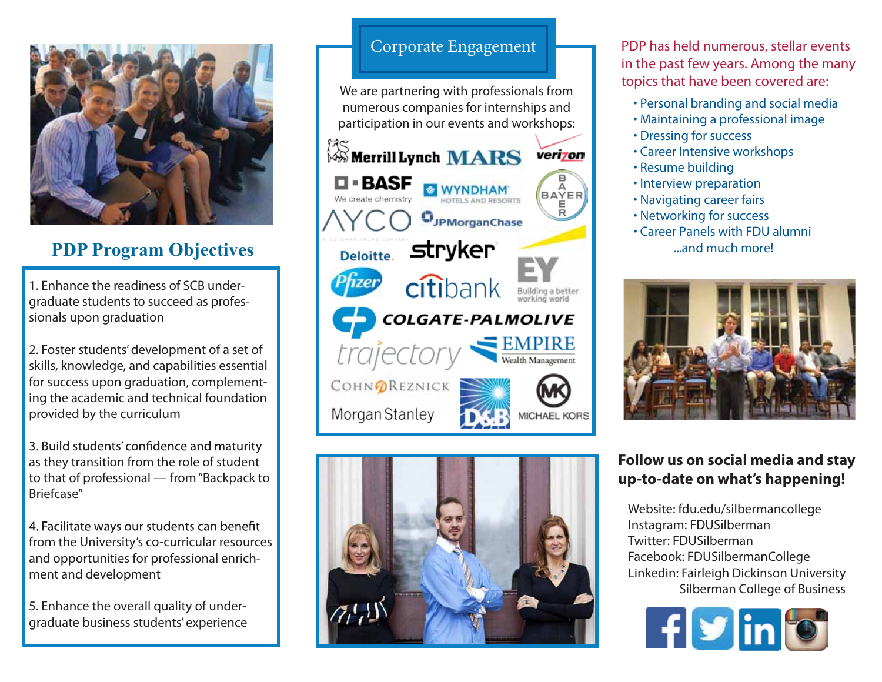## PDP Program Objectives

1. Enhance the readiness of SCB undergraduate students to succeed as professionals upon graduation

2. Foster students' development of a set of skills, knowledge, and capabilities essential for success upon graduation, complementing the academic and technical foundation provided by the curriculum

3. Build students' confidence and maturity as they transition from the role of student to that of professional — from "Backpack to Briefcase"

4. Facilitate ways our students can benefit from the University's co-curricular resources and opportunities for professional enrichment and development

5. Enhance the overall quality of undergraduate business students' experience

## Corporate Engagement

We are partnering with professionals from numerous companies for internships and participation in our events and workshops:

Merrill Lynch, MARS, verizon, BASF We create chemistry, WYNDHAM HOTELS AND RESORTS, BAYER, AYCO A GOLDMAN SACHS COMPANY, JPMorganChase, Deloitte., stryker, Pfizer, citibank, EY Building a better working world, COLGATE-PALMOLIVE, trajectory, EMPIRE Wealth Management, COHNREZNICK, Morgan Stanley, D&B, MICHAEL KORS

PDP has held numerous, stellar events in the past few years. Among the many topics that have been covered are:

- Personal branding and social media
- Maintaining a professional image
- Dressing for success
- Career Intensive workshops
- Resume building
- Interview preparation
- Navigating career fairs
- Networking for success
- Career Panels with FDU alumni

...and much more!

**Follow us on social media and stay up-to-date on what's happening!**

Website: fdu.edu/silbermancollege
Instagram: FDUSilberman
Twitter: FDUSilberman
Facebook: FDUSilbermanCollege
Linkedin: Fairleigh Dickinson University Silberman College of Business